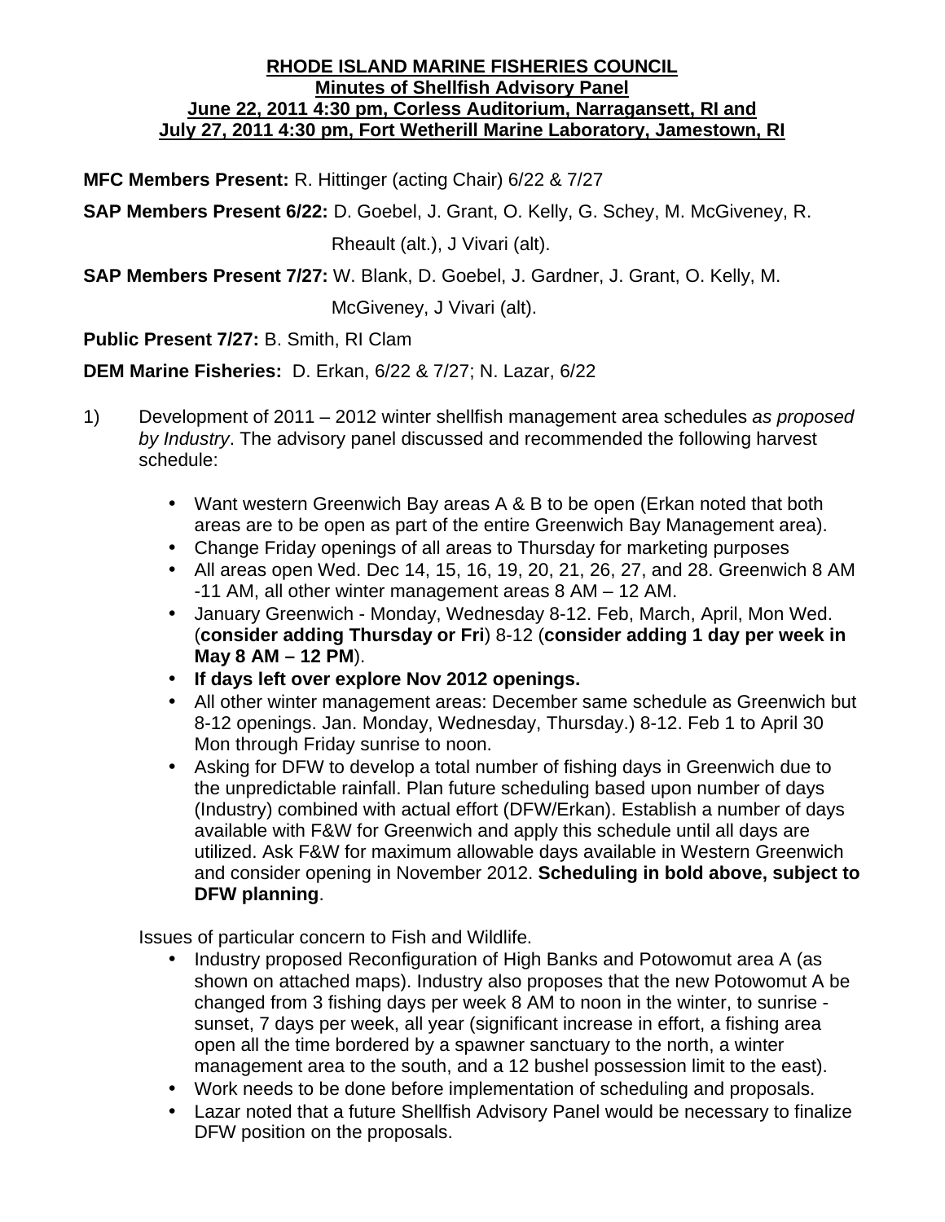**RHODE ISLAND MARINE FISHERIES COUNCIL**
**Minutes of Shellfish Advisory Panel**
**June 22, 2011 4:30 pm, Corless Auditorium, Narragansett, RI and**
**July 27, 2011 4:30 pm, Fort Wetherill Marine Laboratory, Jamestown, RI**

**MFC Members Present:** R. Hittinger (acting Chair) 6/22 & 7/27

**SAP Members Present 6/22:** D. Goebel, J. Grant, O. Kelly, G. Schey, M. McGiveney, R. Rheault (alt.), J Vivari (alt).

**SAP Members Present 7/27:** W. Blank, D. Goebel, J. Gardner, J. Grant, O. Kelly, M. McGiveney, J Vivari (alt).

**Public Present 7/27:** B. Smith, RI Clam

**DEM Marine Fisheries:** D. Erkan, 6/22 & 7/27; N. Lazar, 6/22

1) Development of 2011 – 2012 winter shellfish management area schedules *as proposed by Industry*. The advisory panel discussed and recommended the following harvest schedule:

   - Want western Greenwich Bay areas A & B to be open (Erkan noted that both areas are to be open as part of the entire Greenwich Bay Management area).
   - Change Friday openings of all areas to Thursday for marketing purposes
   - All areas open Wed. Dec 14, 15, 16, 19, 20, 21, 26, 27, and 28. Greenwich 8 AM -11 AM, all other winter management areas 8 AM – 12 AM.
   - January Greenwich - Monday, Wednesday 8-12. Feb, March, April, Mon Wed. (**consider adding Thursday or Fri**) 8-12 (**consider adding 1 day per week in May 8 AM – 12 PM**).
   - **If days left over explore Nov 2012 openings.**
   - All other winter management areas: December same schedule as Greenwich but 8-12 openings. Jan. Monday, Wednesday, Thursday.) 8-12. Feb 1 to April 30 Mon through Friday sunrise to noon.
   - Asking for DFW to develop a total number of fishing days in Greenwich due to the unpredictable rainfall. Plan future scheduling based upon number of days (Industry) combined with actual effort (DFW/Erkan). Establish a number of days available with F&W for Greenwich and apply this schedule until all days are utilized. Ask F&W for maximum allowable days available in Western Greenwich and consider opening in November 2012. **Scheduling in bold above, subject to DFW planning**.

   Issues of particular concern to Fish and Wildlife.

   - Industry proposed Reconfiguration of High Banks and Potowomut area A (as shown on attached maps). Industry also proposes that the new Potowomut A be changed from 3 fishing days per week 8 AM to noon in the winter, to sunrise - sunset, 7 days per week, all year (significant increase in effort, a fishing area open all the time bordered by a spawner sanctuary to the north, a winter management area to the south, and a 12 bushel possession limit to the east).
   - Work needs to be done before implementation of scheduling and proposals.
   - Lazar noted that a future Shellfish Advisory Panel would be necessary to finalize DFW position on the proposals.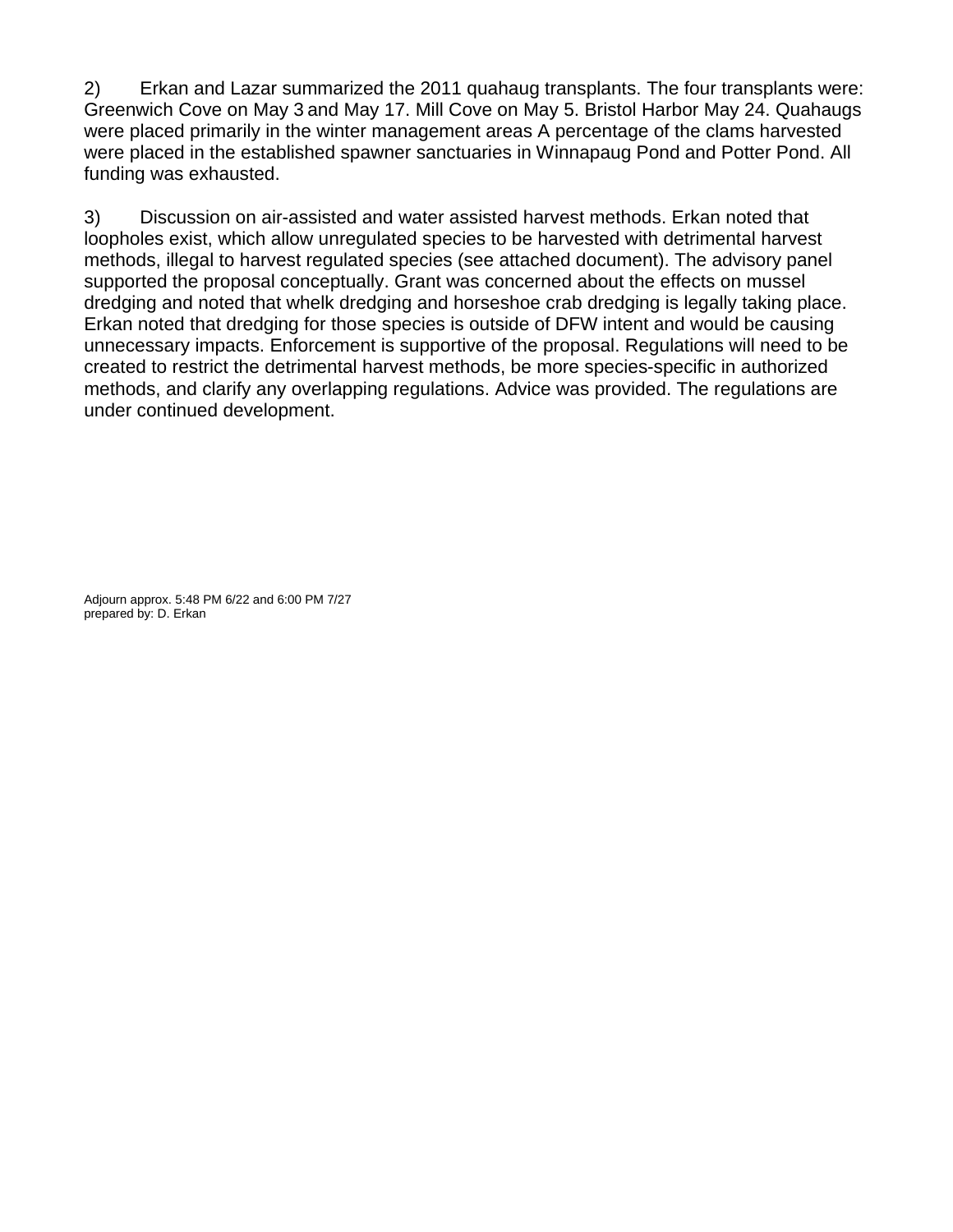2) Erkan and Lazar summarized the 2011 quahaug transplants. The four transplants were: Greenwich Cove on May 3 and May 17. Mill Cove on May 5. Bristol Harbor May 24. Quahaugs were placed primarily in the winter management areas A percentage of the clams harvested were placed in the established spawner sanctuaries in Winnapaug Pond and Potter Pond. All funding was exhausted.

3) Discussion on air-assisted and water assisted harvest methods. Erkan noted that loopholes exist, which allow unregulated species to be harvested with detrimental harvest methods, illegal to harvest regulated species (see attached document). The advisory panel supported the proposal conceptually. Grant was concerned about the effects on mussel dredging and noted that whelk dredging and horseshoe crab dredging is legally taking place. Erkan noted that dredging for those species is outside of DFW intent and would be causing unnecessary impacts. Enforcement is supportive of the proposal. Regulations will need to be created to restrict the detrimental harvest methods, be more species-specific in authorized methods, and clarify any overlapping regulations. Advice was provided. The regulations are under continued development.

Adjourn approx. 5:48 PM 6/22 and 6:00 PM 7/27
prepared by: D. Erkan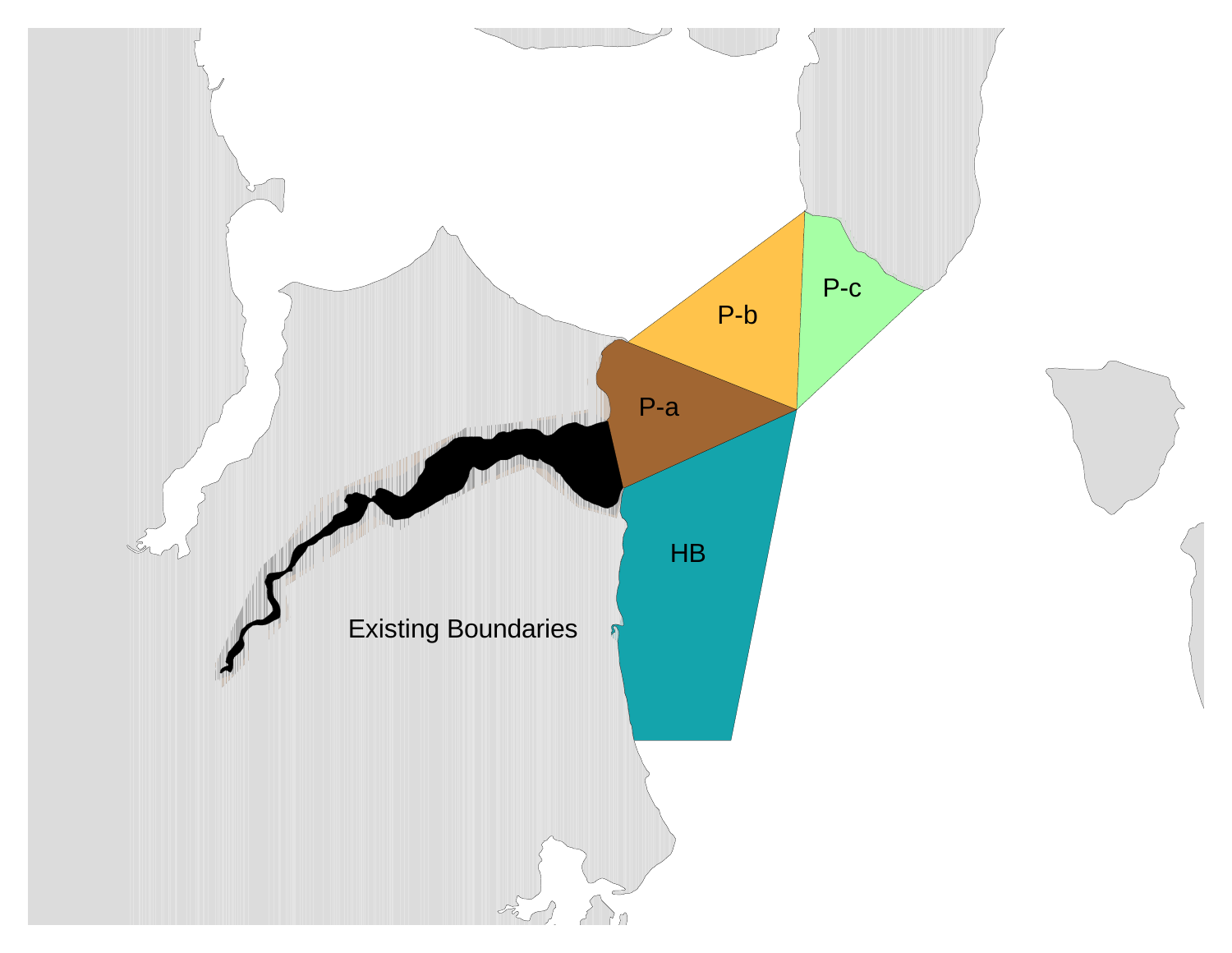P-b

P-c

P-a

HB

Existing Boundaries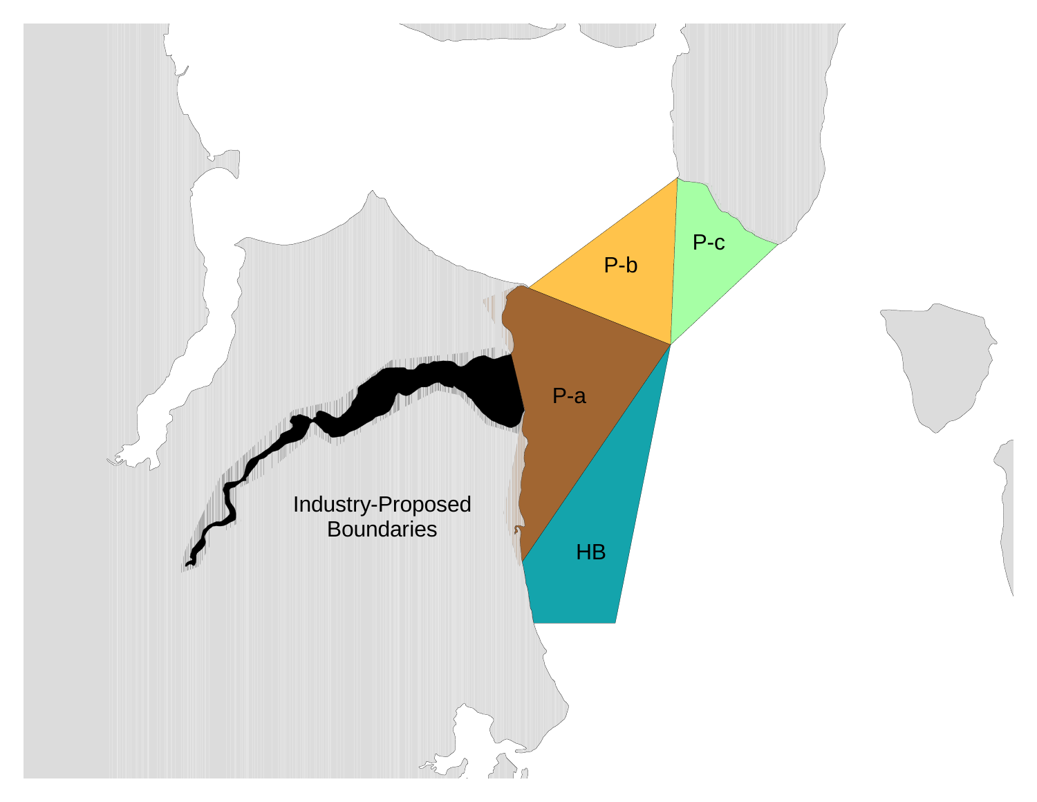P-b

P-c

P-a

Industry-Proposed Boundaries

HB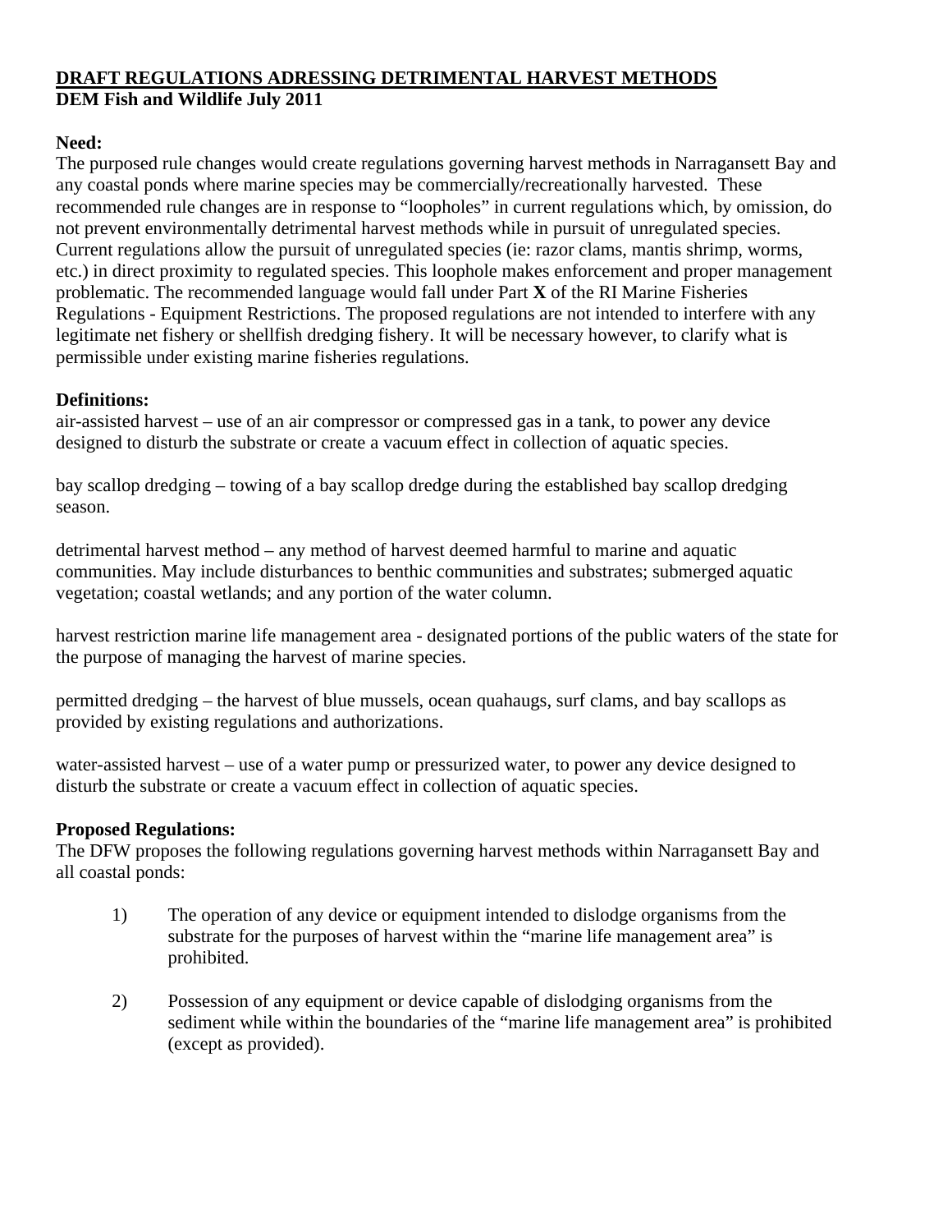**DRAFT REGULATIONS ADRESSING DETRIMENTAL HARVEST METHODS**
**DEM Fish and Wildlife July 2011**

**Need:**
The purposed rule changes would create regulations governing harvest methods in Narragansett Bay and any coastal ponds where marine species may be commercially/recreationally harvested. These recommended rule changes are in response to "loopholes" in current regulations which, by omission, do not prevent environmentally detrimental harvest methods while in pursuit of unregulated species. Current regulations allow the pursuit of unregulated species (ie: razor clams, mantis shrimp, worms, etc.) in direct proximity to regulated species. This loophole makes enforcement and proper management problematic. The recommended language would fall under Part **X** of the RI Marine Fisheries Regulations - Equipment Restrictions. The proposed regulations are not intended to interfere with any legitimate net fishery or shellfish dredging fishery. It will be necessary however, to clarify what is permissible under existing marine fisheries regulations.

**Definitions:**
air-assisted harvest – use of an air compressor or compressed gas in a tank, to power any device designed to disturb the substrate or create a vacuum effect in collection of aquatic species.

bay scallop dredging – towing of a bay scallop dredge during the established bay scallop dredging season.

detrimental harvest method – any method of harvest deemed harmful to marine and aquatic communities. May include disturbances to benthic communities and substrates; submerged aquatic vegetation; coastal wetlands; and any portion of the water column.

harvest restriction marine life management area - designated portions of the public waters of the state for the purpose of managing the harvest of marine species.

permitted dredging – the harvest of blue mussels, ocean quahaugs, surf clams, and bay scallops as provided by existing regulations and authorizations.

water-assisted harvest – use of a water pump or pressurized water, to power any device designed to disturb the substrate or create a vacuum effect in collection of aquatic species.

**Proposed Regulations:**
The DFW proposes the following regulations governing harvest methods within Narragansett Bay and all coastal ponds:

1) The operation of any device or equipment intended to dislodge organisms from the substrate for the purposes of harvest within the "marine life management area" is prohibited.

2) Possession of any equipment or device capable of dislodging organisms from the sediment while within the boundaries of the "marine life management area" is prohibited (except as provided).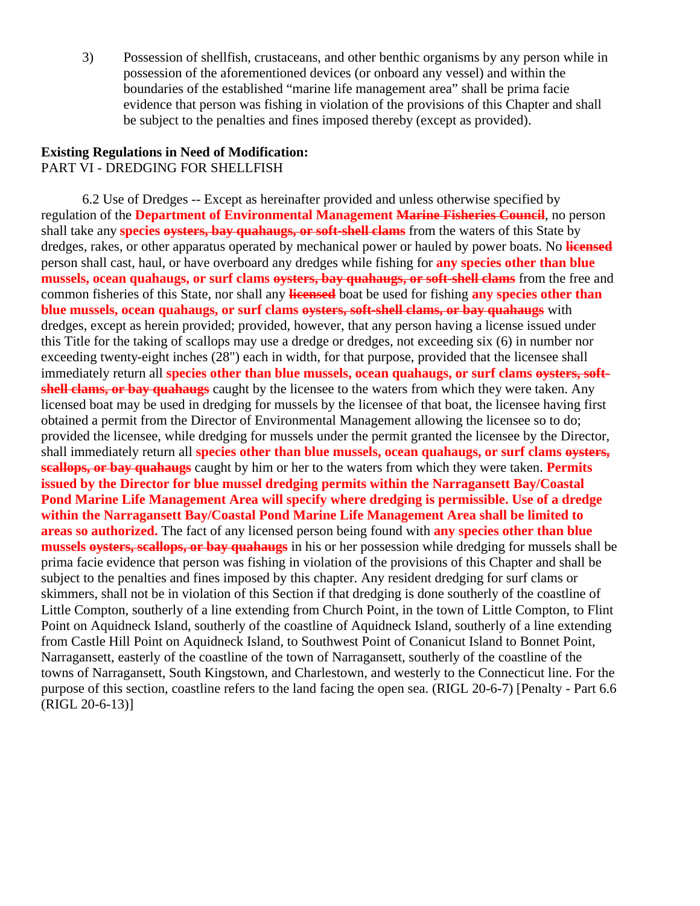3) Possession of shellfish, crustaceans, and other benthic organisms by any person while in possession of the aforementioned devices (or onboard any vessel) and within the boundaries of the established "marine life management area" shall be prima facie evidence that person was fishing in violation of the provisions of this Chapter and shall be subject to the penalties and fines imposed thereby (except as provided).

**Existing Regulations in Need of Modification:**
PART VI - DREDGING FOR SHELLFISH

6.2 Use of Dredges -- Except as hereinafter provided and unless otherwise specified by regulation of the **Department of Environmental Management** ~~Marine Fisheries Council~~, no person shall take any **species** ~~oysters, bay quahaugs, or soft-shell clams~~ from the waters of this State by dredges, rakes, or other apparatus operated by mechanical power or hauled by power boats. No ~~licensed~~ person shall cast, haul, or have overboard any dredges while fishing for **any species other than blue mussels, ocean quahaugs, or surf clams** ~~oysters, bay quahaugs, or soft-shell clams~~ from the free and common fisheries of this State, nor shall any ~~licensed~~ boat be used for fishing **any species other than blue mussels, ocean quahaugs, or surf clams** ~~oysters, soft-shell clams, or bay quahaugs~~ with dredges, except as herein provided; provided, however, that any person having a license issued under this Title for the taking of scallops may use a dredge or dredges, not exceeding six (6) in number nor exceeding twenty-eight inches (28") each in width, for that purpose, provided that the licensee shall immediately return all **species other than blue mussels, ocean quahaugs, or surf clams** ~~oysters, soft-shell clams, or bay quahaugs~~ caught by the licensee to the waters from which they were taken. Any licensed boat may be used in dredging for mussels by the licensee of that boat, the licensee having first obtained a permit from the Director of Environmental Management allowing the licensee so to do; provided the licensee, while dredging for mussels under the permit granted the licensee by the Director, shall immediately return all **species other than blue mussels, ocean quahaugs, or surf clams** ~~oysters, scallops, or bay quahaugs~~ caught by him or her to the waters from which they were taken. **Permits issued by the Director for blue mussel dredging permits within the Narragansett Bay/Coastal Pond Marine Life Management Area will specify where dredging is permissible. Use of a dredge within the Narragansett Bay/Coastal Pond Marine Life Management Area shall be limited to areas so authorized.** The fact of any licensed person being found with **any species other than blue mussels** ~~oysters, scallops, or bay quahaugs~~ in his or her possession while dredging for mussels shall be prima facie evidence that person was fishing in violation of the provisions of this Chapter and shall be subject to the penalties and fines imposed by this chapter. Any resident dredging for surf clams or skimmers, shall not be in violation of this Section if that dredging is done southerly of the coastline of Little Compton, southerly of a line extending from Church Point, in the town of Little Compton, to Flint Point on Aquidneck Island, southerly of the coastline of Aquidneck Island, southerly of a line extending from Castle Hill Point on Aquidneck Island, to Southwest Point of Conanicut Island to Bonnet Point, Narragansett, easterly of the coastline of the town of Narragansett, southerly of the coastline of the towns of Narragansett, South Kingstown, and Charlestown, and westerly to the Connecticut line. For the purpose of this section, coastline refers to the land facing the open sea. (RIGL 20-6-7) [Penalty - Part 6.6 (RIGL 20-6-13)]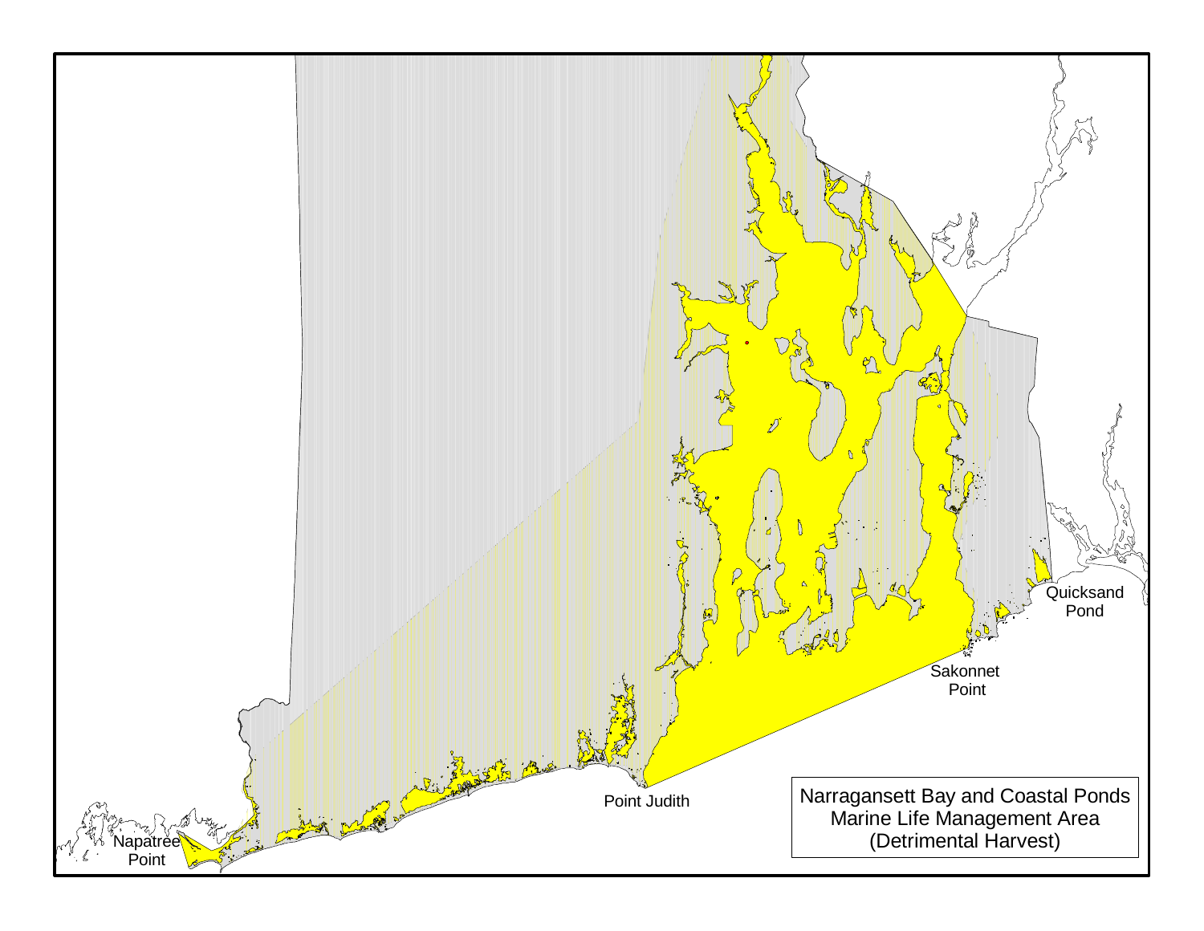Narragansett Bay and Coastal Ponds Marine Life Management Area (Detrimental Harvest)

Napatree Point

Point Judith

Sakonnet Point

Quicksand Pond